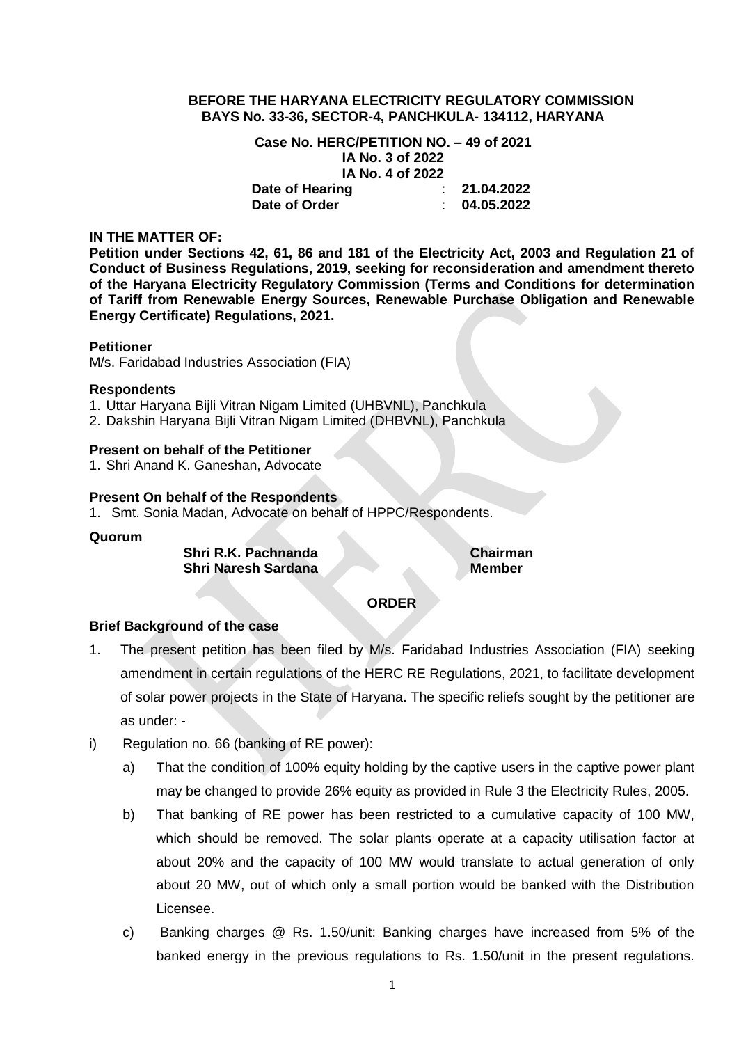**BEFORE THE HARYANA ELECTRICITY REGULATORY COMMISSION**
**BAYS No. 33-36, SECTOR-4, PANCHKULA- 134112, HARYANA**

**Case No. HERC/PETITION NO. – 49 of 2021**
**IA No. 3 of 2022**
**IA No. 4 of 2022**

| | | |
|---|---|---|
| **Date of Hearing** | : | **21.04.2022** |
| **Date of Order** | : | **04.05.2022** |

**IN THE MATTER OF:**

**Petition under Sections 42, 61, 86 and 181 of the Electricity Act, 2003 and Regulation 21 of Conduct of Business Regulations, 2019, seeking for reconsideration and amendment thereto of the Haryana Electricity Regulatory Commission (Terms and Conditions for determination of Tariff from Renewable Energy Sources, Renewable Purchase Obligation and Renewable Energy Certificate) Regulations, 2021.**

**Petitioner**

M/s. Faridabad Industries Association (FIA)

**Respondents**

1. Uttar Haryana Bijli Vitran Nigam Limited (UHBVNL), Panchkula
2. Dakshin Haryana Bijli Vitran Nigam Limited (DHBVNL), Panchkula

**Present on behalf of the Petitioner**

1. Shri Anand K. Ganeshan, Advocate

**Present On behalf of the Respondents**

1. Smt. Sonia Madan, Advocate on behalf of HPPC/Respondents.

**Quorum**

| | |
|---|---|
| **Shri R.K. Pachnanda** | **Chairman** |
| **Shri Naresh Sardana** | **Member** |

**ORDER**

**Brief Background of the case**

1. The present petition has been filed by M/s. Faridabad Industries Association (FIA) seeking amendment in certain regulations of the HERC RE Regulations, 2021, to facilitate development of solar power projects in the State of Haryana. The specific reliefs sought by the petitioner are as under: -

i) Regulation no. 66 (banking of RE power):

   a) That the condition of 100% equity holding by the captive users in the captive power plant may be changed to provide 26% equity as provided in Rule 3 the Electricity Rules, 2005.

   b) That banking of RE power has been restricted to a cumulative capacity of 100 MW, which should be removed. The solar plants operate at a capacity utilisation factor at about 20% and the capacity of 100 MW would translate to actual generation of only about 20 MW, out of which only a small portion would be banked with the Distribution Licensee.

   c) Banking charges @ Rs. 1.50/unit: Banking charges have increased from 5% of the banked energy in the previous regulations to Rs. 1.50/unit in the present regulations.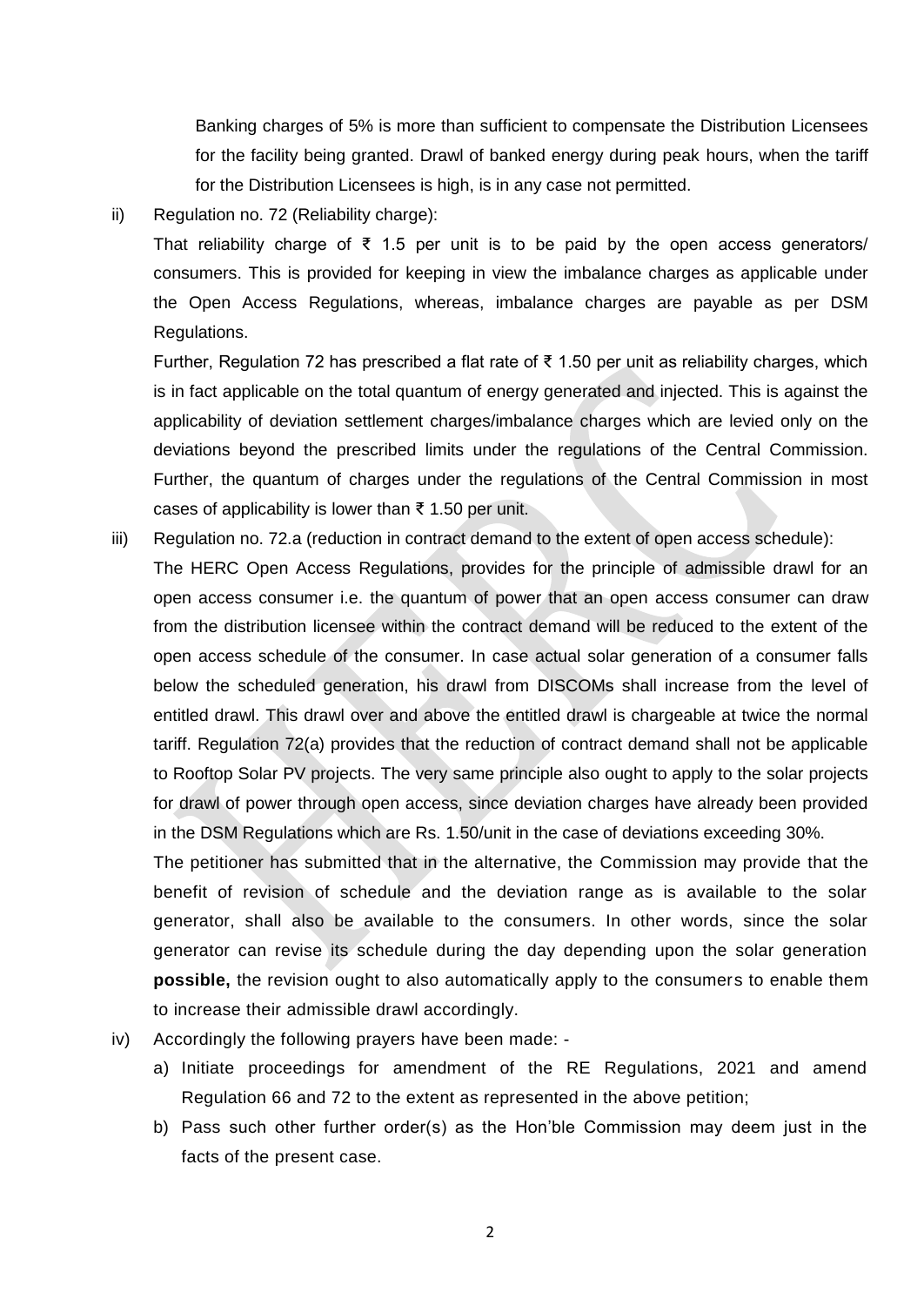Banking charges of 5% is more than sufficient to compensate the Distribution Licensees for the facility being granted. Drawl of banked energy during peak hours, when the tariff for the Distribution Licensees is high, is in any case not permitted.

ii) Regulation no. 72 (Reliability charge):

That reliability charge of ₹ 1.5 per unit is to be paid by the open access generators/ consumers. This is provided for keeping in view the imbalance charges as applicable under the Open Access Regulations, whereas, imbalance charges are payable as per DSM Regulations.

Further, Regulation 72 has prescribed a flat rate of ₹ 1.50 per unit as reliability charges, which is in fact applicable on the total quantum of energy generated and injected. This is against the applicability of deviation settlement charges/imbalance charges which are levied only on the deviations beyond the prescribed limits under the regulations of the Central Commission. Further, the quantum of charges under the regulations of the Central Commission in most cases of applicability is lower than ₹ 1.50 per unit.

iii) Regulation no. 72.a (reduction in contract demand to the extent of open access schedule):

The HERC Open Access Regulations, provides for the principle of admissible drawl for an open access consumer i.e. the quantum of power that an open access consumer can draw from the distribution licensee within the contract demand will be reduced to the extent of the open access schedule of the consumer. In case actual solar generation of a consumer falls below the scheduled generation, his drawl from DISCOMs shall increase from the level of entitled drawl. This drawl over and above the entitled drawl is chargeable at twice the normal tariff. Regulation 72(a) provides that the reduction of contract demand shall not be applicable to Rooftop Solar PV projects. The very same principle also ought to apply to the solar projects for drawl of power through open access, since deviation charges have already been provided in the DSM Regulations which are Rs. 1.50/unit in the case of deviations exceeding 30%.

The petitioner has submitted that in the alternative, the Commission may provide that the benefit of revision of schedule and the deviation range as is available to the solar generator, shall also be available to the consumers. In other words, since the solar generator can revise its schedule during the day depending upon the solar generation **possible,** the revision ought to also automatically apply to the consumers to enable them to increase their admissible drawl accordingly.

iv) Accordingly the following prayers have been made: -

a) Initiate proceedings for amendment of the RE Regulations, 2021 and amend Regulation 66 and 72 to the extent as represented in the above petition;

b) Pass such other further order(s) as the Hon'ble Commission may deem just in the facts of the present case.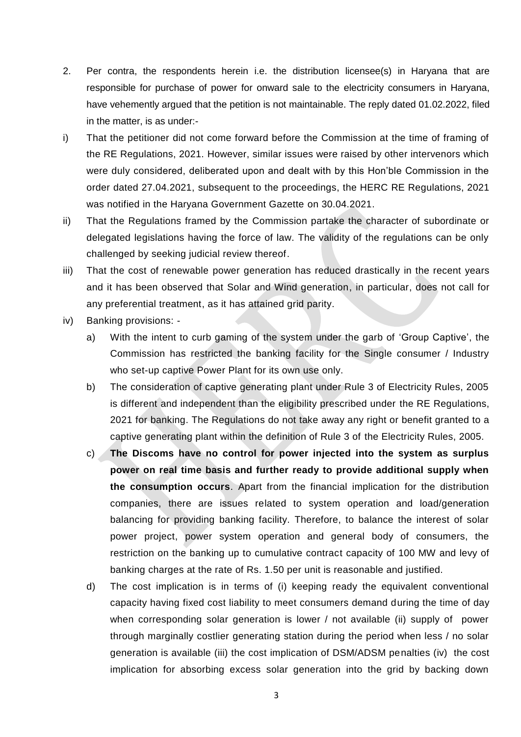2. Per contra, the respondents herein i.e. the distribution licensee(s) in Haryana that are responsible for purchase of power for onward sale to the electricity consumers in Haryana, have vehemently argued that the petition is not maintainable. The reply dated 01.02.2022, filed in the matter, is as under:-

i) That the petitioner did not come forward before the Commission at the time of framing of the RE Regulations, 2021. However, similar issues were raised by other intervenors which were duly considered, deliberated upon and dealt with by this Hon'ble Commission in the order dated 27.04.2021, subsequent to the proceedings, the HERC RE Regulations, 2021 was notified in the Haryana Government Gazette on 30.04.2021.

ii) That the Regulations framed by the Commission partake the character of subordinate or delegated legislations having the force of law. The validity of the regulations can be only challenged by seeking judicial review thereof.

iii) That the cost of renewable power generation has reduced drastically in the recent years and it has been observed that Solar and Wind generation, in particular, does not call for any preferential treatment, as it has attained grid parity.

iv) Banking provisions: -

   a) With the intent to curb gaming of the system under the garb of 'Group Captive', the Commission has restricted the banking facility for the Single consumer / Industry who set-up captive Power Plant for its own use only.

   b) The consideration of captive generating plant under Rule 3 of Electricity Rules, 2005 is different and independent than the eligibility prescribed under the RE Regulations, 2021 for banking. The Regulations do not take away any right or benefit granted to a captive generating plant within the definition of Rule 3 of the Electricity Rules, 2005.

   c) **The Discoms have no control for power injected into the system as surplus power on real time basis and further ready to provide additional supply when the consumption occurs**. Apart from the financial implication for the distribution companies, there are issues related to system operation and load/generation balancing for providing banking facility. Therefore, to balance the interest of solar power project, power system operation and general body of consumers, the restriction on the banking up to cumulative contract capacity of 100 MW and levy of banking charges at the rate of Rs. 1.50 per unit is reasonable and justified.

   d) The cost implication is in terms of (i) keeping ready the equivalent conventional capacity having fixed cost liability to meet consumers demand during the time of day when corresponding solar generation is lower / not available (ii) supply of power through marginally costlier generating station during the period when less / no solar generation is available (iii) the cost implication of DSM/ADSM penalties (iv) the cost implication for absorbing excess solar generation into the grid by backing down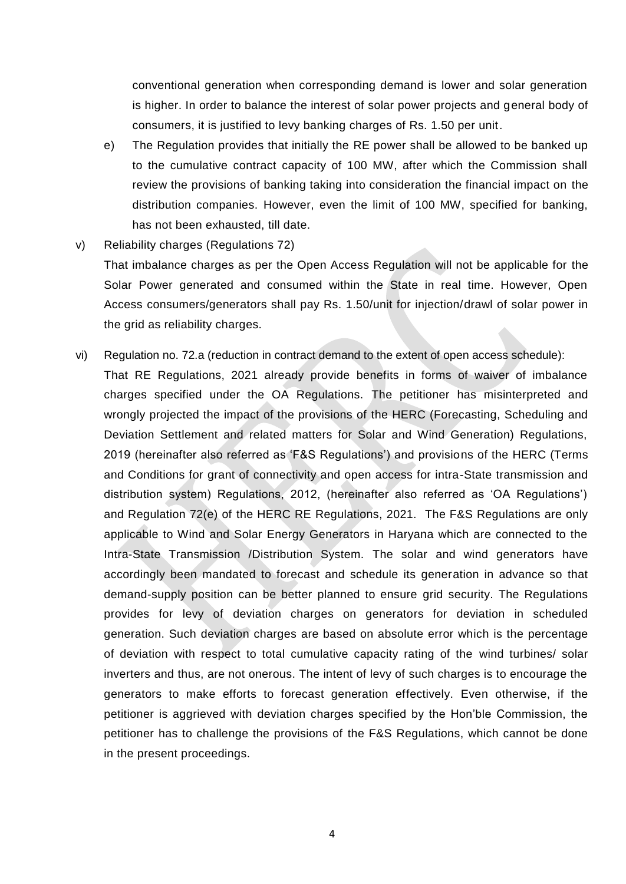conventional generation when corresponding demand is lower and solar generation is higher. In order to balance the interest of solar power projects and general body of consumers, it is justified to levy banking charges of Rs. 1.50 per unit.

e) The Regulation provides that initially the RE power shall be allowed to be banked up to the cumulative contract capacity of 100 MW, after which the Commission shall review the provisions of banking taking into consideration the financial impact on the distribution companies. However, even the limit of 100 MW, specified for banking, has not been exhausted, till date.

v) Reliability charges (Regulations 72)

That imbalance charges as per the Open Access Regulation will not be applicable for the Solar Power generated and consumed within the State in real time. However, Open Access consumers/generators shall pay Rs. 1.50/unit for injection/drawl of solar power in the grid as reliability charges.

vi) Regulation no. 72.a (reduction in contract demand to the extent of open access schedule):

That RE Regulations, 2021 already provide benefits in forms of waiver of imbalance charges specified under the OA Regulations. The petitioner has misinterpreted and wrongly projected the impact of the provisions of the HERC (Forecasting, Scheduling and Deviation Settlement and related matters for Solar and Wind Generation) Regulations, 2019 (hereinafter also referred as 'F&S Regulations') and provisions of the HERC (Terms and Conditions for grant of connectivity and open access for intra-State transmission and distribution system) Regulations, 2012, (hereinafter also referred as 'OA Regulations') and Regulation 72(e) of the HERC RE Regulations, 2021. The F&S Regulations are only applicable to Wind and Solar Energy Generators in Haryana which are connected to the Intra-State Transmission /Distribution System. The solar and wind generators have accordingly been mandated to forecast and schedule its generation in advance so that demand-supply position can be better planned to ensure grid security. The Regulations provides for levy of deviation charges on generators for deviation in scheduled generation. Such deviation charges are based on absolute error which is the percentage of deviation with respect to total cumulative capacity rating of the wind turbines/ solar inverters and thus, are not onerous. The intent of levy of such charges is to encourage the generators to make efforts to forecast generation effectively. Even otherwise, if the petitioner is aggrieved with deviation charges specified by the Hon'ble Commission, the petitioner has to challenge the provisions of the F&S Regulations, which cannot be done in the present proceedings.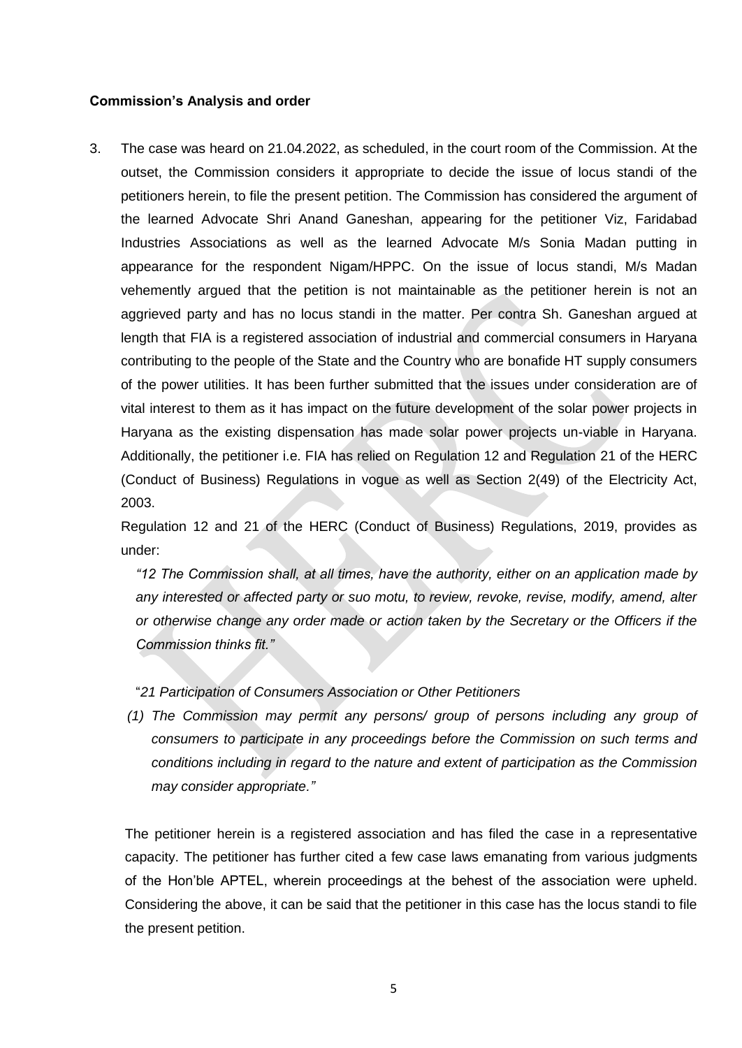**Commission's Analysis and order**

3. The case was heard on 21.04.2022, as scheduled, in the court room of the Commission. At the outset, the Commission considers it appropriate to decide the issue of locus standi of the petitioners herein, to file the present petition. The Commission has considered the argument of the learned Advocate Shri Anand Ganeshan, appearing for the petitioner Viz, Faridabad Industries Associations as well as the learned Advocate M/s Sonia Madan putting in appearance for the respondent Nigam/HPPC. On the issue of locus standi, M/s Madan vehemently argued that the petition is not maintainable as the petitioner herein is not an aggrieved party and has no locus standi in the matter. Per contra Sh. Ganeshan argued at length that FIA is a registered association of industrial and commercial consumers in Haryana contributing to the people of the State and the Country who are bonafide HT supply consumers of the power utilities. It has been further submitted that the issues under consideration are of vital interest to them as it has impact on the future development of the solar power projects in Haryana as the existing dispensation has made solar power projects un-viable in Haryana. Additionally, the petitioner i.e. FIA has relied on Regulation 12 and Regulation 21 of the HERC (Conduct of Business) Regulations in vogue as well as Section 2(49) of the Electricity Act, 2003.

   Regulation 12 and 21 of the HERC (Conduct of Business) Regulations, 2019, provides as under:

   *"12 The Commission shall, at all times, have the authority, either on an application made by any interested or affected party or suo motu, to review, revoke, revise, modify, amend, alter or otherwise change any order made or action taken by the Secretary or the Officers if the Commission thinks fit."*

   "*21 Participation of Consumers Association or Other Petitioners*

   *(1) The Commission may permit any persons/ group of persons including any group of consumers to participate in any proceedings before the Commission on such terms and conditions including in regard to the nature and extent of participation as the Commission may consider appropriate."*

   The petitioner herein is a registered association and has filed the case in a representative capacity. The petitioner has further cited a few case laws emanating from various judgments of the Hon'ble APTEL, wherein proceedings at the behest of the association were upheld. Considering the above, it can be said that the petitioner in this case has the locus standi to file the present petition.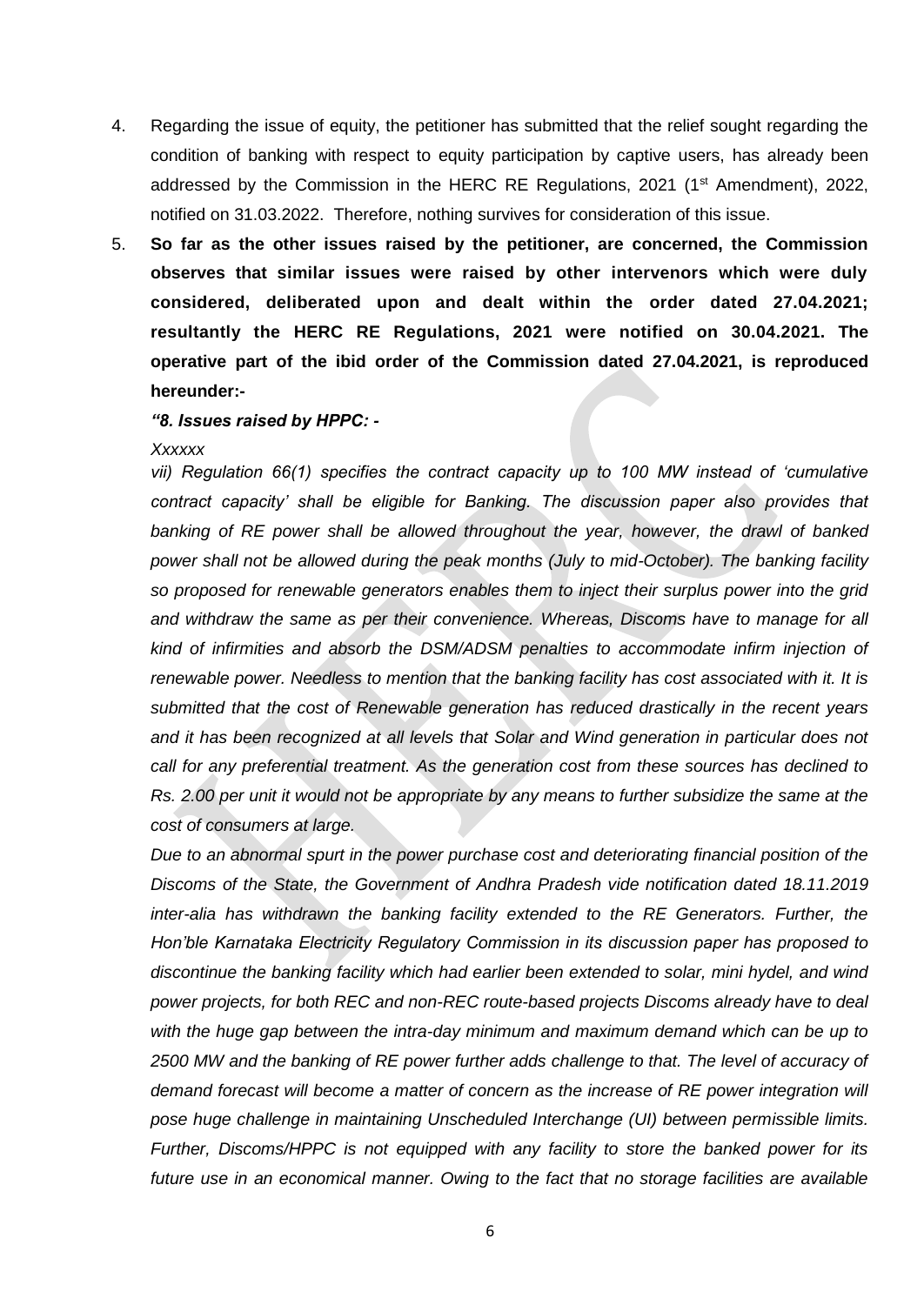4. Regarding the issue of equity, the petitioner has submitted that the relief sought regarding the condition of banking with respect to equity participation by captive users, has already been addressed by the Commission in the HERC RE Regulations, 2021 (1st Amendment), 2022, notified on 31.03.2022. Therefore, nothing survives for consideration of this issue.

5. **So far as the other issues raised by the petitioner, are concerned, the Commission observes that similar issues were raised by other intervenors which were duly considered, deliberated upon and dealt within the order dated 27.04.2021; resultantly the HERC RE Regulations, 2021 were notified on 30.04.2021. The operative part of the ibid order of the Commission dated 27.04.2021, is reproduced hereunder:-**

***"8. Issues raised by HPPC: -***

*Xxxxxx*

*vii) Regulation 66(1) specifies the contract capacity up to 100 MW instead of 'cumulative contract capacity' shall be eligible for Banking. The discussion paper also provides that banking of RE power shall be allowed throughout the year, however, the drawl of banked power shall not be allowed during the peak months (July to mid-October). The banking facility so proposed for renewable generators enables them to inject their surplus power into the grid and withdraw the same as per their convenience. Whereas, Discoms have to manage for all kind of infirmities and absorb the DSM/ADSM penalties to accommodate infirm injection of renewable power. Needless to mention that the banking facility has cost associated with it. It is submitted that the cost of Renewable generation has reduced drastically in the recent years and it has been recognized at all levels that Solar and Wind generation in particular does not call for any preferential treatment. As the generation cost from these sources has declined to Rs. 2.00 per unit it would not be appropriate by any means to further subsidize the same at the cost of consumers at large.*

*Due to an abnormal spurt in the power purchase cost and deteriorating financial position of the Discoms of the State, the Government of Andhra Pradesh vide notification dated 18.11.2019 inter-alia has withdrawn the banking facility extended to the RE Generators. Further, the Hon'ble Karnataka Electricity Regulatory Commission in its discussion paper has proposed to discontinue the banking facility which had earlier been extended to solar, mini hydel, and wind power projects, for both REC and non-REC route-based projects Discoms already have to deal with the huge gap between the intra-day minimum and maximum demand which can be up to 2500 MW and the banking of RE power further adds challenge to that. The level of accuracy of demand forecast will become a matter of concern as the increase of RE power integration will pose huge challenge in maintaining Unscheduled Interchange (UI) between permissible limits. Further, Discoms/HPPC is not equipped with any facility to store the banked power for its future use in an economical manner. Owing to the fact that no storage facilities are available*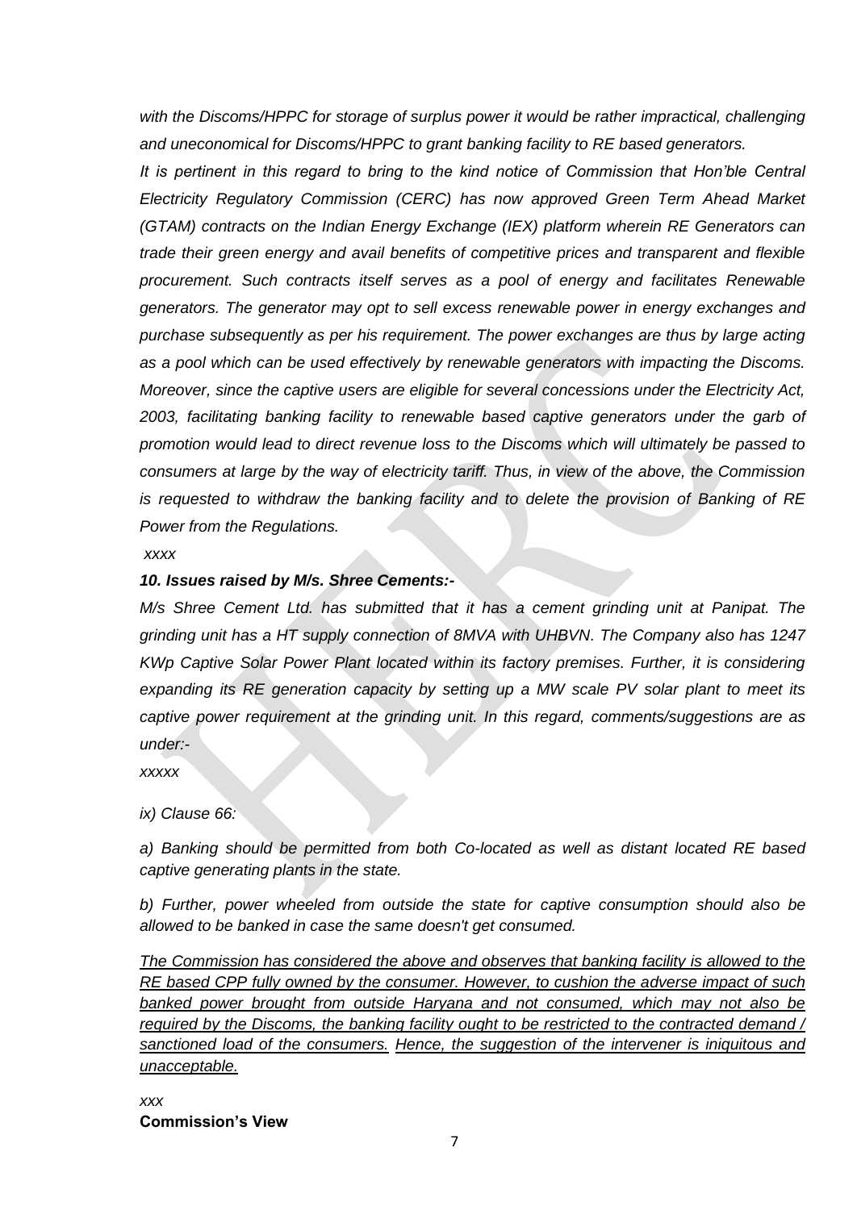*with the Discoms/HPPC for storage of surplus power it would be rather impractical, challenging and uneconomical for Discoms/HPPC to grant banking facility to RE based generators.*

*It is pertinent in this regard to bring to the kind notice of Commission that Hon'ble Central Electricity Regulatory Commission (CERC) has now approved Green Term Ahead Market (GTAM) contracts on the Indian Energy Exchange (IEX) platform wherein RE Generators can trade their green energy and avail benefits of competitive prices and transparent and flexible procurement. Such contracts itself serves as a pool of energy and facilitates Renewable generators. The generator may opt to sell excess renewable power in energy exchanges and purchase subsequently as per his requirement. The power exchanges are thus by large acting as a pool which can be used effectively by renewable generators with impacting the Discoms. Moreover, since the captive users are eligible for several concessions under the Electricity Act, 2003, facilitating banking facility to renewable based captive generators under the garb of promotion would lead to direct revenue loss to the Discoms which will ultimately be passed to consumers at large by the way of electricity tariff. Thus, in view of the above, the Commission is requested to withdraw the banking facility and to delete the provision of Banking of RE Power from the Regulations.*

*xxxx*

***10. Issues raised by M/s. Shree Cements:-***

*M/s Shree Cement Ltd. has submitted that it has a cement grinding unit at Panipat. The grinding unit has a HT supply connection of 8MVA with UHBVN. The Company also has 1247 KWp Captive Solar Power Plant located within its factory premises. Further, it is considering expanding its RE generation capacity by setting up a MW scale PV solar plant to meet its captive power requirement at the grinding unit. In this regard, comments/suggestions are as under:-*

*xxxxx*

*ix) Clause 66:*

*a) Banking should be permitted from both Co-located as well as distant located RE based captive generating plants in the state.*

*b) Further, power wheeled from outside the state for captive consumption should also be allowed to be banked in case the same doesn't get consumed.*

*<u>The Commission has considered the above and observes that banking facility is allowed to the RE based CPP fully owned by the consumer. However, to cushion the adverse impact of such banked power brought from outside Haryana and not consumed, which may not also be required by the Discoms, the banking facility ought to be restricted to the contracted demand / sanctioned load of the consumers.</u> <u>Hence, the suggestion of the intervener is iniquitous and unacceptable.</u>*

*xxx*

**Commission's View**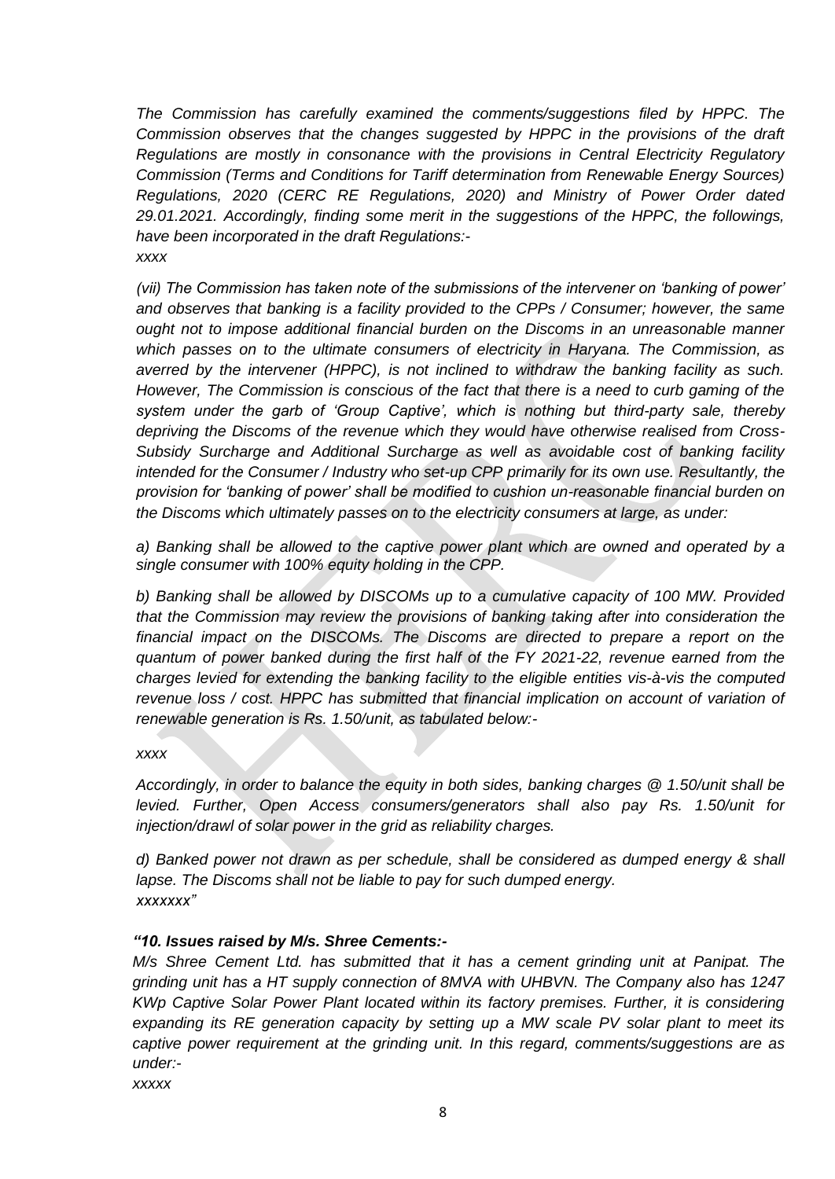*The Commission has carefully examined the comments/suggestions filed by HPPC. The Commission observes that the changes suggested by HPPC in the provisions of the draft Regulations are mostly in consonance with the provisions in Central Electricity Regulatory Commission (Terms and Conditions for Tariff determination from Renewable Energy Sources) Regulations, 2020 (CERC RE Regulations, 2020) and Ministry of Power Order dated 29.01.2021. Accordingly, finding some merit in the suggestions of the HPPC, the followings, have been incorporated in the draft Regulations:-*
*xxxx*

*(vii) The Commission has taken note of the submissions of the intervener on 'banking of power' and observes that banking is a facility provided to the CPPs / Consumer; however, the same ought not to impose additional financial burden on the Discoms in an unreasonable manner which passes on to the ultimate consumers of electricity in Haryana. The Commission, as averred by the intervener (HPPC), is not inclined to withdraw the banking facility as such. However, The Commission is conscious of the fact that there is a need to curb gaming of the system under the garb of 'Group Captive', which is nothing but third-party sale, thereby depriving the Discoms of the revenue which they would have otherwise realised from Cross-Subsidy Surcharge and Additional Surcharge as well as avoidable cost of banking facility intended for the Consumer / Industry who set-up CPP primarily for its own use. Resultantly, the provision for 'banking of power' shall be modified to cushion un-reasonable financial burden on the Discoms which ultimately passes on to the electricity consumers at large, as under:*

*a) Banking shall be allowed to the captive power plant which are owned and operated by a single consumer with 100% equity holding in the CPP.*

*b) Banking shall be allowed by DISCOMs up to a cumulative capacity of 100 MW. Provided that the Commission may review the provisions of banking taking after into consideration the financial impact on the DISCOMs. The Discoms are directed to prepare a report on the quantum of power banked during the first half of the FY 2021-22, revenue earned from the charges levied for extending the banking facility to the eligible entities vis-à-vis the computed revenue loss / cost. HPPC has submitted that financial implication on account of variation of renewable generation is Rs. 1.50/unit, as tabulated below:-*

*xxxx*

*Accordingly, in order to balance the equity in both sides, banking charges @ 1.50/unit shall be levied. Further, Open Access consumers/generators shall also pay Rs. 1.50/unit for injection/drawl of solar power in the grid as reliability charges.*

*d) Banked power not drawn as per schedule, shall be considered as dumped energy & shall lapse. The Discoms shall not be liable to pay for such dumped energy.*
*xxxxxxx"*

***"10. Issues raised by M/s. Shree Cements:-***

*M/s Shree Cement Ltd. has submitted that it has a cement grinding unit at Panipat. The grinding unit has a HT supply connection of 8MVA with UHBVN. The Company also has 1247 KWp Captive Solar Power Plant located within its factory premises. Further, it is considering expanding its RE generation capacity by setting up a MW scale PV solar plant to meet its captive power requirement at the grinding unit. In this regard, comments/suggestions are as under:-*
*xxxxx*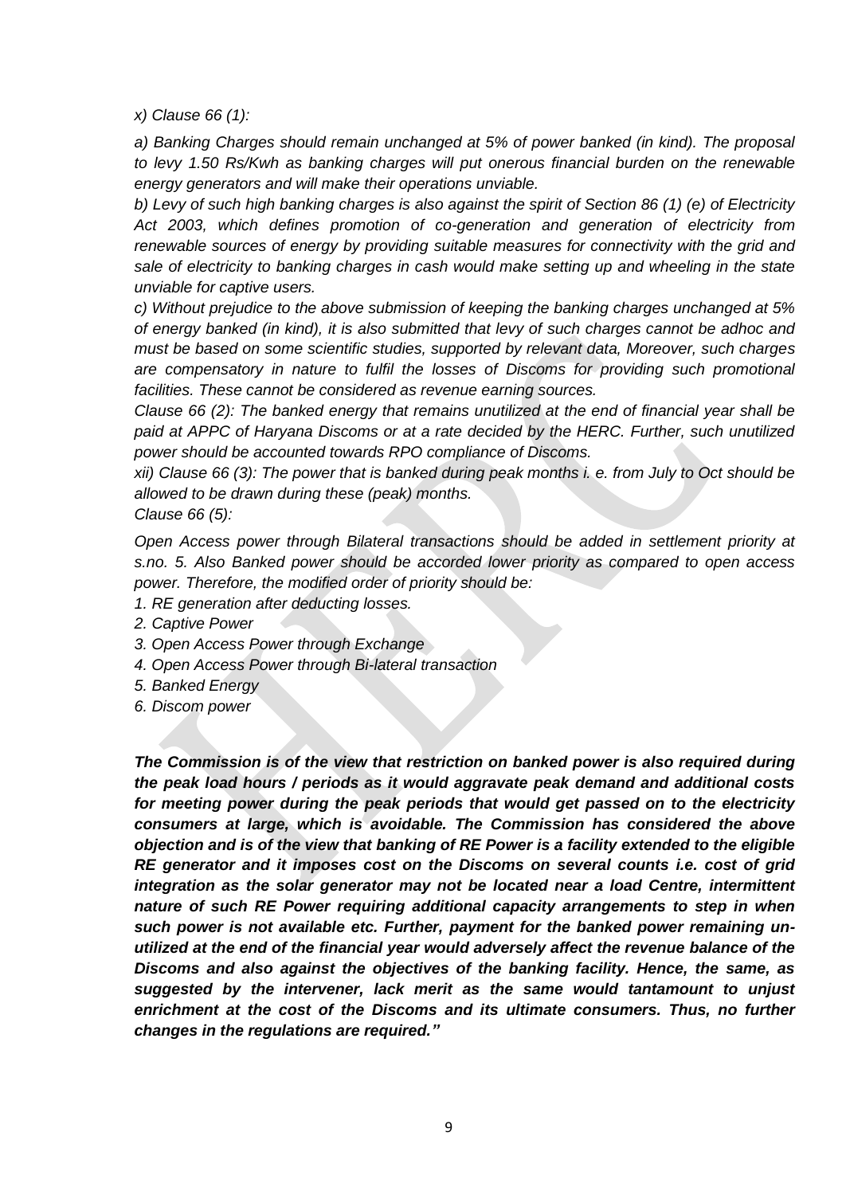*x) Clause 66 (1):*

*a) Banking Charges should remain unchanged at 5% of power banked (in kind). The proposal to levy 1.50 Rs/Kwh as banking charges will put onerous financial burden on the renewable energy generators and will make their operations unviable.*

*b) Levy of such high banking charges is also against the spirit of Section 86 (1) (e) of Electricity Act 2003, which defines promotion of co-generation and generation of electricity from renewable sources of energy by providing suitable measures for connectivity with the grid and sale of electricity to banking charges in cash would make setting up and wheeling in the state unviable for captive users.*

*c) Without prejudice to the above submission of keeping the banking charges unchanged at 5% of energy banked (in kind), it is also submitted that levy of such charges cannot be adhoc and must be based on some scientific studies, supported by relevant data, Moreover, such charges are compensatory in nature to fulfil the losses of Discoms for providing such promotional facilities. These cannot be considered as revenue earning sources.*

*Clause 66 (2): The banked energy that remains unutilized at the end of financial year shall be paid at APPC of Haryana Discoms or at a rate decided by the HERC. Further, such unutilized power should be accounted towards RPO compliance of Discoms.*

*xii) Clause 66 (3): The power that is banked during peak months i. e. from July to Oct should be allowed to be drawn during these (peak) months.*

*Clause 66 (5):*

*Open Access power through Bilateral transactions should be added in settlement priority at s.no. 5. Also Banked power should be accorded lower priority as compared to open access power. Therefore, the modified order of priority should be:*

*1. RE generation after deducting losses.*
*2. Captive Power*
*3. Open Access Power through Exchange*
*4. Open Access Power through Bi-lateral transaction*
*5. Banked Energy*
*6. Discom power*

***The Commission is of the view that restriction on banked power is also required during the peak load hours / periods as it would aggravate peak demand and additional costs for meeting power during the peak periods that would get passed on to the electricity consumers at large, which is avoidable. The Commission has considered the above objection and is of the view that banking of RE Power is a facility extended to the eligible RE generator and it imposes cost on the Discoms on several counts i.e. cost of grid integration as the solar generator may not be located near a load Centre, intermittent nature of such RE Power requiring additional capacity arrangements to step in when such power is not available etc. Further, payment for the banked power remaining un-utilized at the end of the financial year would adversely affect the revenue balance of the Discoms and also against the objectives of the banking facility. Hence, the same, as suggested by the intervener, lack merit as the same would tantamount to unjust enrichment at the cost of the Discoms and its ultimate consumers. Thus, no further changes in the regulations are required."***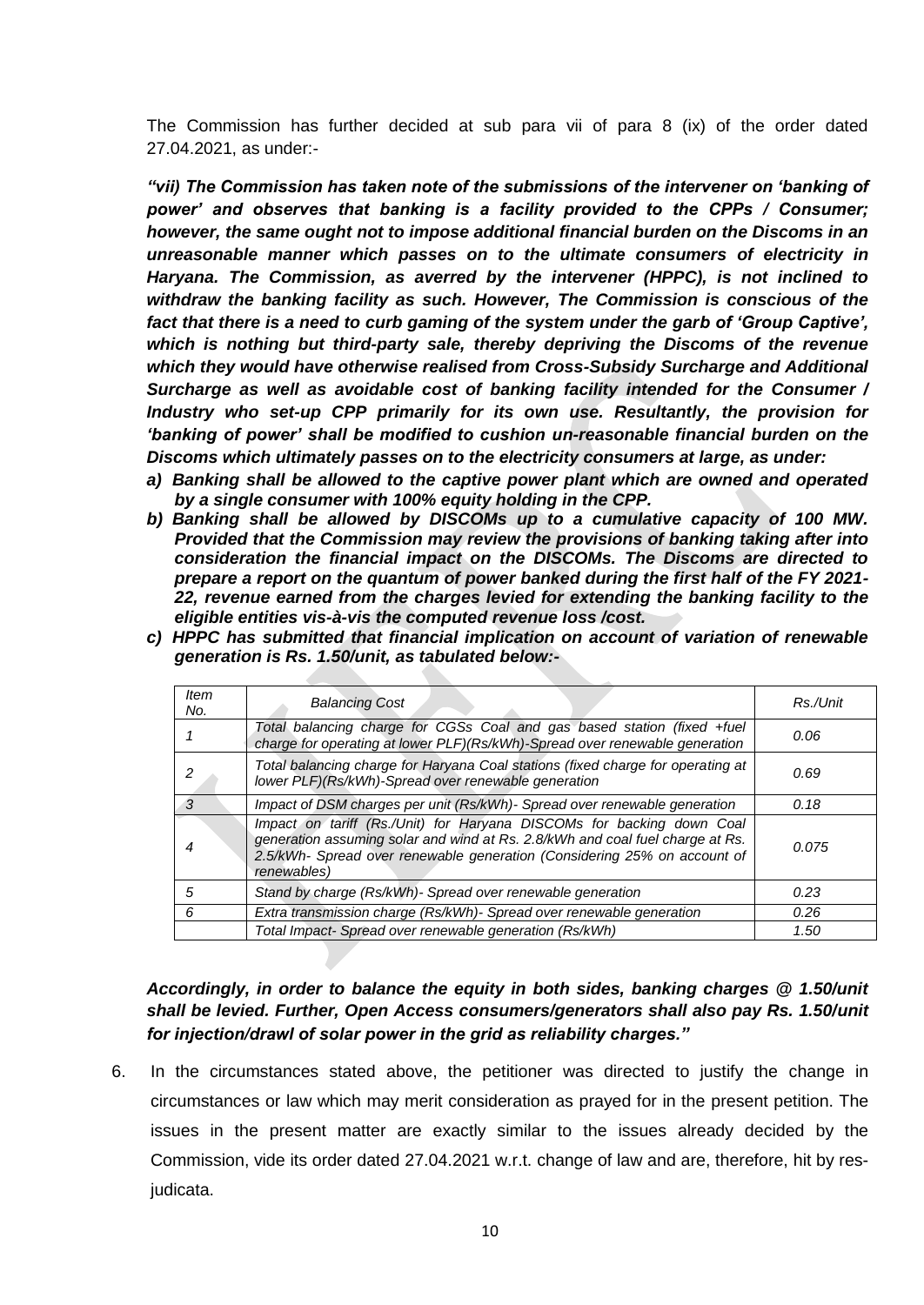The Commission has further decided at sub para vii of para 8 (ix) of the order dated 27.04.2021, as under:-

***"vii) The Commission has taken note of the submissions of the intervener on 'banking of power' and observes that banking is a facility provided to the CPPs / Consumer; however, the same ought not to impose additional financial burden on the Discoms in an unreasonable manner which passes on to the ultimate consumers of electricity in Haryana. The Commission, as averred by the intervener (HPPC), is not inclined to withdraw the banking facility as such. However, The Commission is conscious of the fact that there is a need to curb gaming of the system under the garb of 'Group Captive', which is nothing but third-party sale, thereby depriving the Discoms of the revenue which they would have otherwise realised from Cross-Subsidy Surcharge and Additional Surcharge as well as avoidable cost of banking facility intended for the Consumer / Industry who set-up CPP primarily for its own use. Resultantly, the provision for 'banking of power' shall be modified to cushion un-reasonable financial burden on the Discoms which ultimately passes on to the electricity consumers at large, as under:***

***a) Banking shall be allowed to the captive power plant which are owned and operated by a single consumer with 100% equity holding in the CPP.***

***b) Banking shall be allowed by DISCOMs up to a cumulative capacity of 100 MW. Provided that the Commission may review the provisions of banking taking after into consideration the financial impact on the DISCOMs. The Discoms are directed to prepare a report on the quantum of power banked during the first half of the FY 2021-22, revenue earned from the charges levied for extending the banking facility to the eligible entities vis-à-vis the computed revenue loss /cost.***

***c) HPPC has submitted that financial implication on account of variation of renewable generation is Rs. 1.50/unit, as tabulated below:-***

| *Item No.* | *Balancing Cost* | *Rs./Unit* |
|---|---|---|
| *1* | *Total balancing charge for CGSs Coal and gas based station (fixed +fuel charge for operating at lower PLF)(Rs/kWh)-Spread over renewable generation* | *0.06* |
| *2* | *Total balancing charge for Haryana Coal stations (fixed charge for operating at lower PLF)(Rs/kWh)-Spread over renewable generation* | *0.69* |
| *3* | *Impact of DSM charges per unit (Rs/kWh)- Spread over renewable generation* | *0.18* |
| *4* | *Impact on tariff (Rs./Unit) for Haryana DISCOMs for backing down Coal generation assuming solar and wind at Rs. 2.8/kWh and coal fuel charge at Rs. 2.5/kWh- Spread over renewable generation (Considering 25% on account of renewables)* | *0.075* |
| *5* | *Stand by charge (Rs/kWh)- Spread over renewable generation* | *0.23* |
| *6* | *Extra transmission charge (Rs/kWh)- Spread over renewable generation* | *0.26* |
| | *Total Impact- Spread over renewable generation (Rs/kWh)* | *1.50* |

***Accordingly, in order to balance the equity in both sides, banking charges @ 1.50/unit shall be levied. Further, Open Access consumers/generators shall also pay Rs. 1.50/unit for injection/drawl of solar power in the grid as reliability charges."***

6. In the circumstances stated above, the petitioner was directed to justify the change in circumstances or law which may merit consideration as prayed for in the present petition. The issues in the present matter are exactly similar to the issues already decided by the Commission, vide its order dated 27.04.2021 w.r.t. change of law and are, therefore, hit by res-judicata.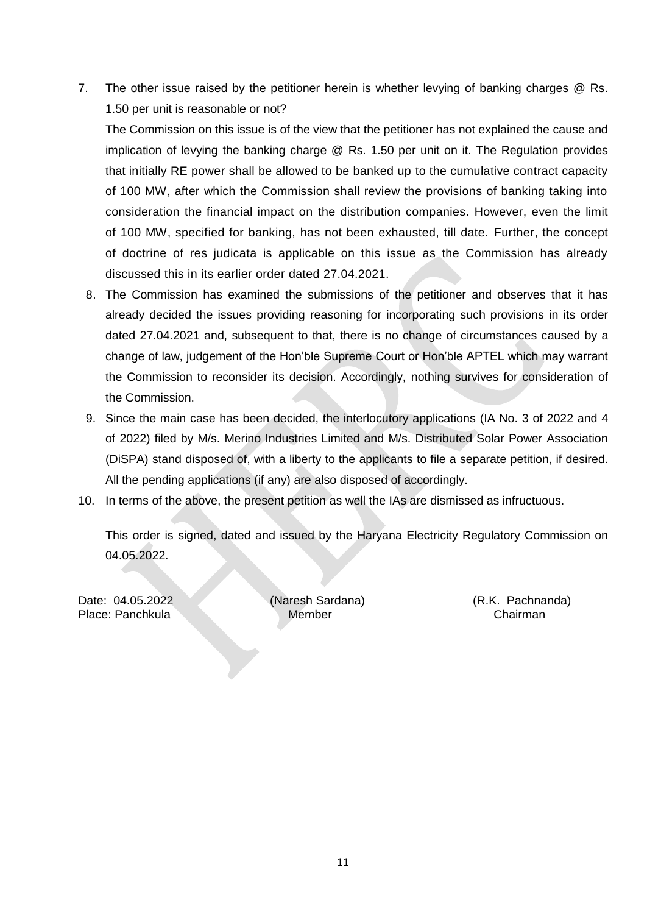7. The other issue raised by the petitioner herein is whether levying of banking charges @ Rs. 1.50 per unit is reasonable or not?

   The Commission on this issue is of the view that the petitioner has not explained the cause and implication of levying the banking charge @ Rs. 1.50 per unit on it. The Regulation provides that initially RE power shall be allowed to be banked up to the cumulative contract capacity of 100 MW, after which the Commission shall review the provisions of banking taking into consideration the financial impact on the distribution companies. However, even the limit of 100 MW, specified for banking, has not been exhausted, till date. Further, the concept of doctrine of res judicata is applicable on this issue as the Commission has already discussed this in its earlier order dated 27.04.2021.

8. The Commission has examined the submissions of the petitioner and observes that it has already decided the issues providing reasoning for incorporating such provisions in its order dated 27.04.2021 and, subsequent to that, there is no change of circumstances caused by a change of law, judgement of the Hon'ble Supreme Court or Hon'ble APTEL which may warrant the Commission to reconsider its decision. Accordingly, nothing survives for consideration of the Commission.

9. Since the main case has been decided, the interlocutory applications (IA No. 3 of 2022 and 4 of 2022) filed by M/s. Merino Industries Limited and M/s. Distributed Solar Power Association (DiSPA) stand disposed of, with a liberty to the applicants to file a separate petition, if desired. All the pending applications (if any) are also disposed of accordingly.

10. In terms of the above, the present petition as well the IAs are dismissed as infructuous.

This order is signed, dated and issued by the Haryana Electricity Regulatory Commission on 04.05.2022.

Date: 04.05.2022
Place: Panchkula

(Naresh Sardana)
Member

(R.K. Pachnanda)
Chairman